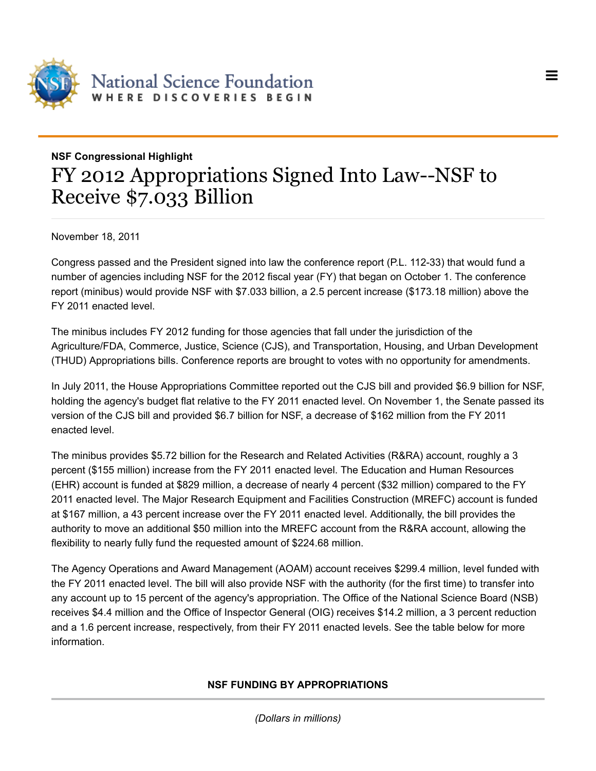**NSF Congressional Highlight**

# FY 2012 Appropriations Signed Into Law--NSF to Receive $7.033 Billion

November 18, 2011

Congress passed and the President signed into law the conference report (P.L. 112-33) that would fund a number of agencies including NSF for the 2012 fiscal year (FY) that began on October 1. The conference report (minibus) would provide NSF with $7.033 billion, a 2.5 percent increase ($173.18 million) above the FY 2011 enacted level.

The minibus includes FY 2012 funding for those agencies that fall under the jurisdiction of the Agriculture/FDA, Commerce, Justice, Science (CJS), and Transportation, Housing, and Urban Development (THUD) Appropriations bills. Conference reports are brought to votes with no opportunity for amendments.

In July 2011, the House Appropriations Committee reported out the CJS bill and provided $6.9 billion for NSF, holding the agency's budget flat relative to the FY 2011 enacted level. On November 1, the Senate passed its version of the CJS bill and provided $6.7 billion for NSF, a decrease of $162 million from the FY 2011 enacted level.

The minibus provides $5.72 billion for the Research and Related Activities (R&RA) account, roughly a 3 percent ($155 million) increase from the FY 2011 enacted level. The Education and Human Resources (EHR) account is funded at $829 million, a decrease of nearly 4 percent ($32 million) compared to the FY 2011 enacted level. The Major Research Equipment and Facilities Construction (MREFC) account is funded at $167 million, a 43 percent increase over the FY 2011 enacted level. Additionally, the bill provides the authority to move an additional $50 million into the MREFC account from the R&RA account, allowing the flexibility to nearly fully fund the requested amount of $224.68 million.

The Agency Operations and Award Management (AOAM) account receives $299.4 million, level funded with the FY 2011 enacted level. The bill will also provide NSF with the authority (for the first time) to transfer into any account up to 15 percent of the agency's appropriation. The Office of the National Science Board (NSB) receives $4.4 million and the Office of Inspector General (OIG) receives $14.2 million, a 3 percent reduction and a 1.6 percent increase, respectively, from their FY 2011 enacted levels. See the table below for more information.

**NSF FUNDING BY APPROPRIATIONS**

*(Dollars in millions)*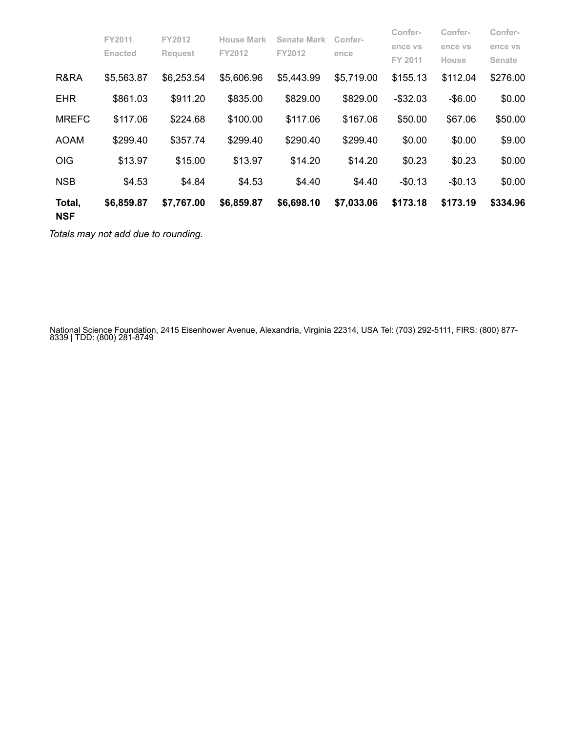| | FY2011 Enacted | FY2012 Request | House Mark FY2012 | Senate Mark FY2012 | Conference | Conference vs FY 2011 | Conference vs House | Conference vs Senate |
|---|---|---|---|---|---|---|---|---|
| R&RA | $5,563.87 | $6,253.54 | $5,606.96 | $5,443.99 | $5,719.00 | $155.13 | $112.04 | $276.00 |
| EHR | $861.03 | $911.20 | $835.00 | $829.00 | $829.00 | -$32.03 | -$6.00 | $0.00 |
| MREFC | $117.06 | $224.68 | $100.00 | $117.06 | $167.06 | $50.00 | $67.06 | $50.00 |
| AOAM | $299.40 | $357.74 | $299.40 | $290.40 | $299.40 | $0.00 | $0.00 | $9.00 |
| OIG | $13.97 | $15.00 | $13.97 | $14.20 | $14.20 | $0.23 | $0.23 | $0.00 |
| NSB | $4.53 | $4.84 | $4.53 | $4.40 | $4.40 | -$0.13 | -$0.13 | $0.00 |
| **Total, NSF** | **$6,859.87** | **$7,767.00** | **$6,859.87** | **$6,698.10** | **$7,033.06** | **$173.18** | **$173.19** | **$334.96** |

*Totals may not add due to rounding.*

National Science Foundation, 2415 Eisenhower Avenue, Alexandria, Virginia 22314, USA Tel: (703) 292-5111, FIRS: (800) 877-8339 | TDD: (800) 281-8749